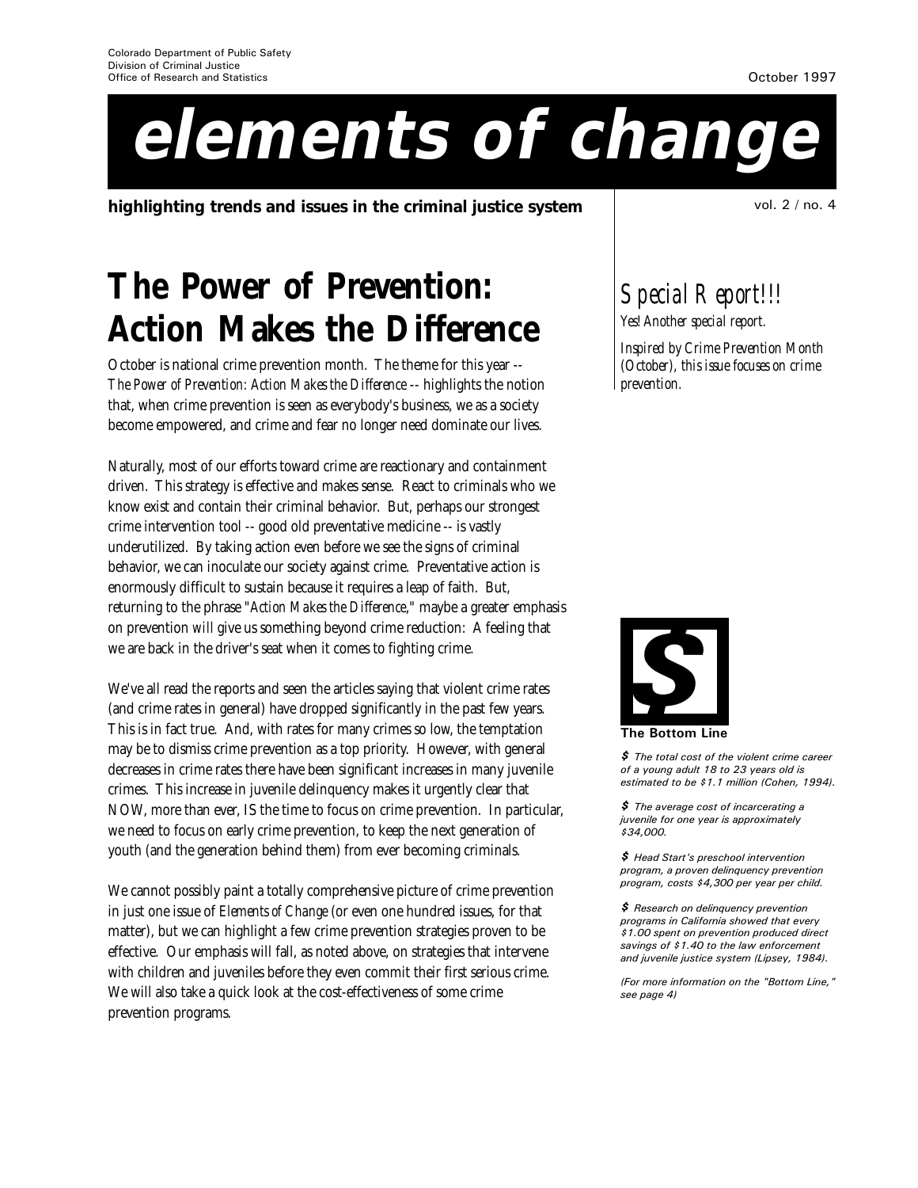Colorado Department of Public Safety
Division of Criminal Justice
Office of Research and Statistics

October 1997

# elements of change

**highlighting trends and issues in the criminal justice system**

vol. 2 / no. 4

## The Power of Prevention: Action Makes the Difference

October is national crime prevention month. The theme for this year -- *The Power of Prevention: Action Makes the Difference* -- highlights the notion that, when crime prevention is seen as everybody's business, we as a society become empowered, and crime and fear no longer need dominate our lives.

Naturally, most of our efforts toward crime are reactionary and containment driven. This strategy is effective and makes sense. React to criminals who we know exist and contain their criminal behavior. But, perhaps our strongest crime intervention tool -- good old preventative medicine -- is vastly underutilized. By taking action even before we see the signs of criminal behavior, we can inoculate our society against crime. Preventative action is enormously difficult to sustain because it requires a leap of faith. But, returning to the phrase "*Action Makes the Difference*," maybe a greater emphasis on prevention will give us something beyond crime reduction: A feeling that we are back in the driver's seat when it comes to fighting crime.

We've all read the reports and seen the articles saying that violent crime rates (and crime rates in general) have dropped significantly in the past few years. This is in fact true. And, with rates for many crimes so low, the temptation may be to dismiss crime prevention as a top priority. However, with general decreases in crime rates there have been significant increases in many juvenile crimes. This increase in juvenile delinquency makes it urgently clear that NOW, more than ever, IS the time to focus on crime prevention. In particular, we need to focus on early crime prevention, to keep the next generation of youth (and the generation behind them) from ever becoming criminals.

We cannot possibly paint a totally comprehensive picture of crime prevention in just one issue of *Elements of Change* (or even one hundred issues, for that matter), but we can highlight a few crime prevention strategies proven to be effective. Our emphasis will fall, as noted above, on strategies that intervene with children and juveniles before they even commit their first serious crime. We will also take a quick look at the cost-effectiveness of some crime prevention programs.

### *Special Report!!!*

*Yes! Another special report.*

*Inspired by Crime Prevention Month (October), this issue focuses on crime prevention.*

### The Bottom Line

**$** *The total cost of the violent crime career of a young adult 18 to 23 years old is estimated to be $1.1 million (Cohen, 1994).*

**$** *The average cost of incarcerating a juvenile for one year is approximately $34,000.*

**$** *Head Start's preschool intervention program, a proven delinquency prevention program, costs $4,300 per year per child.*

**$** *Research on delinquency prevention programs in California showed that every $1.00 spent on prevention produced direct savings of $1.40 to the law enforcement and juvenile justice system (Lipsey, 1984).*

*(For more information on the "Bottom Line," see page 4)*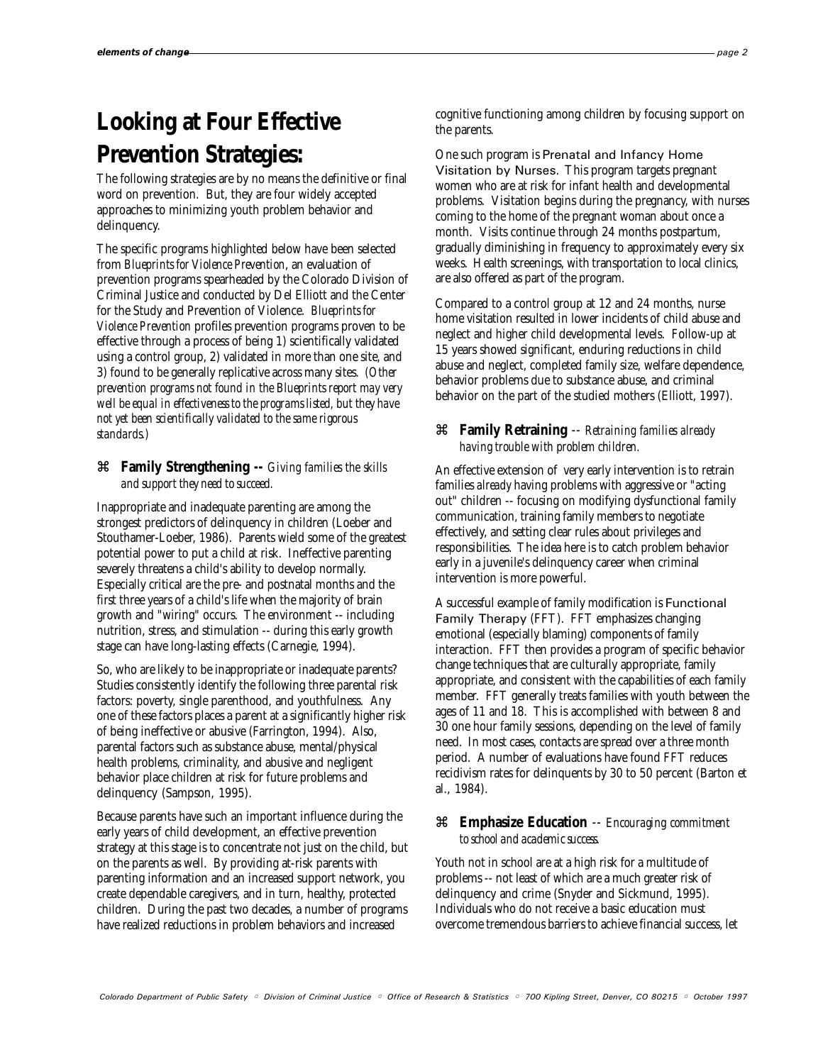# Looking at Four Effective Prevention Strategies:

The following strategies are by no means the definitive or final word on prevention. But, they are four widely accepted approaches to minimizing youth problem behavior and delinquency.

The specific programs highlighted below have been selected from *Blueprints for Violence Prevention*, an evaluation of prevention programs spearheaded by the Colorado Division of Criminal Justice and conducted by Del Elliott and the Center for the Study and Prevention of Violence. *Blueprints for Violence Prevention* profiles prevention programs proven to be effective through a process of being 1) scientifically validated using a control group, 2) validated in more than one site, and 3) found to be generally replicative across many sites. *(Other prevention programs not found in the Blueprints report may very well be equal in effectiveness to the programs listed, but they have not yet been scientifically validated to the same rigorous standards.)*

## ⌘ Family Strengthening -- *Giving families the skills and support they need to succeed.*

Inappropriate and inadequate parenting are among the strongest predictors of delinquency in children (Loeber and Stouthamer-Loeber, 1986). Parents wield some of the greatest potential power to put a child at risk. Ineffective parenting severely threatens a child's ability to develop normally. Especially critical are the pre- and postnatal months and the first three years of a child's life when the majority of brain growth and "wiring" occurs. The environment -- including nutrition, stress, and stimulation -- during this early growth stage can have long-lasting effects (Carnegie, 1994).

So, who are likely to be inappropriate or inadequate parents? Studies consistently identify the following three parental risk factors: poverty, single parenthood, and youthfulness. Any one of these factors places a parent at a significantly higher risk of being ineffective or abusive (Farrington, 1994). Also, parental factors such as substance abuse, mental/physical health problems, criminality, and abusive and negligent behavior place children at risk for future problems and delinquency (Sampson, 1995).

Because parents have such an important influence during the early years of child development, an effective prevention strategy at this stage is to concentrate not just on the child, but on the parents as well. By providing at-risk parents with parenting information and an increased support network, you create dependable caregivers, and in turn, healthy, protected children. During the past two decades, a number of programs have realized reductions in problem behaviors and increased cognitive functioning among children by focusing support on the parents.

One such program is **Prenatal and Infancy Home Visitation by Nurses.** This program targets pregnant women who are at risk for infant health and developmental problems. Visitation begins during the pregnancy, with nurses coming to the home of the pregnant woman about once a month. Visits continue through 24 months postpartum, gradually diminishing in frequency to approximately every six weeks. Health screenings, with transportation to local clinics, are also offered as part of the program.

Compared to a control group at 12 and 24 months, nurse home visitation resulted in lower incidents of child abuse and neglect and higher child developmental levels. Follow-up at 15 years showed significant, enduring reductions in child abuse and neglect, completed family size, welfare dependence, behavior problems due to substance abuse, and criminal behavior on the part of the studied mothers (Elliott, 1997).

## ⌘ Family Retraining -- *Retraining families already having trouble with problem children.*

An effective extension of very early intervention is to retrain families *already* having problems with aggressive or "acting out" children -- focusing on modifying dysfunctional family communication, training family members to negotiate effectively, and setting clear rules about privileges and responsibilities. The idea here is to catch problem behavior early in a juvenile's delinquency career when criminal intervention is more powerful.

A successful example of family modification is **Functional Family Therapy** (FFT). FFT emphasizes changing emotional (especially blaming) components of family interaction. FFT then provides a program of specific behavior change techniques that are culturally appropriate, family appropriate, and consistent with the capabilities of each family member. FFT generally treats families with youth between the ages of 11 and 18. This is accomplished with between 8 and 30 one hour family sessions, depending on the level of family need. In most cases, contacts are spread over a three month period. A number of evaluations have found FFT reduces recidivism rates for delinquents by 30 to 50 percent (Barton et al., 1984).

## ⌘ Emphasize Education -- *Encouraging commitment to school and academic success.*

Youth not in school are at a high risk for a multitude of problems -- not least of which are a much greater risk of delinquency and crime (Snyder and Sickmund, 1995). Individuals who do not receive a basic education must overcome tremendous barriers to achieve financial success, let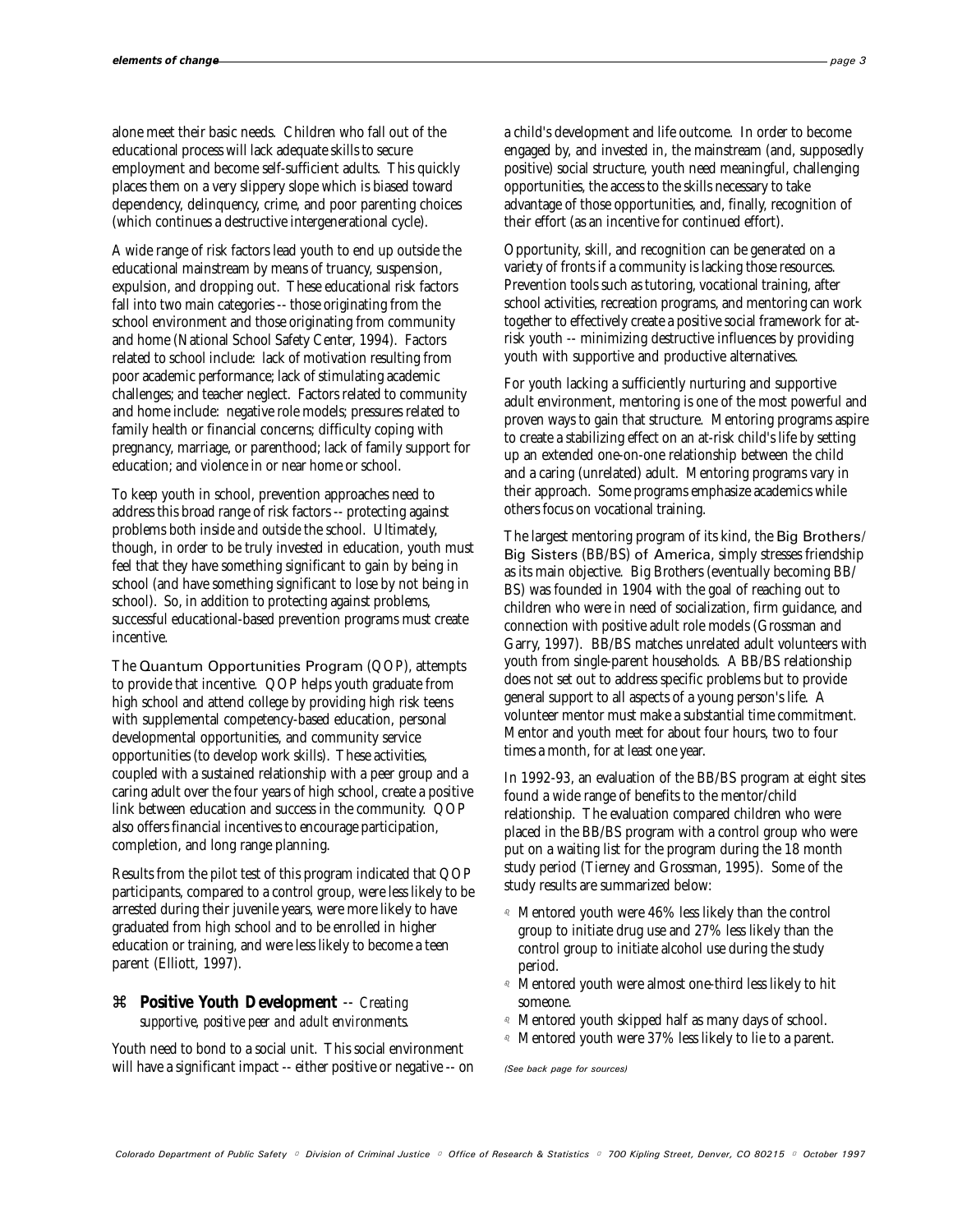alone meet their basic needs. Children who fall out of the educational process will lack adequate skills to secure employment and become self-sufficient adults. This quickly places them on a very slippery slope which is biased toward dependency, delinquency, crime, and poor parenting choices (which continues a destructive intergenerational cycle).

A wide range of risk factors lead youth to end up outside the educational mainstream by means of truancy, suspension, expulsion, and dropping out. These educational risk factors fall into two main categories -- those originating from the school environment and those originating from community and home (National School Safety Center, 1994). Factors related to school include: lack of motivation resulting from poor academic performance; lack of stimulating academic challenges; and teacher neglect. Factors related to community and home include: negative role models; pressures related to family health or financial concerns; difficulty coping with pregnancy, marriage, or parenthood; lack of family support for education; and violence in or near home or school.

To keep youth in school, prevention approaches need to address this broad range of risk factors -- protecting against problems both inside *and outside* the school. Ultimately, though, in order to be truly invested in education, youth must feel that they have something significant to gain by being in school (and have something significant to lose by not being in school). So, in addition to protecting against problems, successful educational-based prevention programs must create incentive.

The Quantum Opportunities Program (QOP), attempts to provide that incentive. QOP helps youth graduate from high school and attend college by providing high risk teens with supplemental competency-based education, personal developmental opportunities, and community service opportunities (to develop work skills). These activities, coupled with a sustained relationship with a peer group and a caring adult over the four years of high school, create a positive link between education and success in the community. QOP also offers financial incentives to encourage participation, completion, and long range planning.

Results from the pilot test of this program indicated that QOP participants, compared to a control group, were less likely to be arrested during their juvenile years, were more likely to have graduated from high school and to be enrolled in higher education or training, and were less likely to become a teen parent (Elliott, 1997).

### ⌘ **Positive Youth Development** -- *Creating supportive, positive peer and adult environments.*

Youth need to bond to a social unit. This social environment will have a significant impact -- either positive or negative -- on a child's development and life outcome. In order to become engaged by, and invested in, the mainstream (and, supposedly positive) social structure, youth need meaningful, challenging opportunities, the access to the skills necessary to take advantage of those opportunities, and, finally, recognition of their effort (as an incentive for continued effort).

Opportunity, skill, and recognition can be generated on a variety of fronts if a community is lacking those resources. Prevention tools such as tutoring, vocational training, after school activities, recreation programs, and mentoring can work together to effectively create a positive social framework for at-risk youth -- minimizing destructive influences by providing youth with supportive and productive alternatives.

For youth lacking a sufficiently nurturing and supportive adult environment, mentoring is one of the most powerful and proven ways to gain that structure. Mentoring programs aspire to create a stabilizing effect on an at-risk child's life by setting up an extended one-on-one relationship between the child and a caring (unrelated) adult. Mentoring programs vary in their approach. Some programs emphasize academics while others focus on vocational training.

The largest mentoring program of its kind, the Big Brothers/ Big Sisters (BB/BS) of America, simply stresses friendship as its main objective. Big Brothers (eventually becoming BB/ BS) was founded in 1904 with the goal of reaching out to children who were in need of socialization, firm guidance, and connection with positive adult role models (Grossman and Garry, 1997). BB/BS matches unrelated adult volunteers with youth from single-parent households. A BB/BS relationship does not set out to address specific problems but to provide general support to all aspects of a young person's life. A volunteer mentor must make a substantial time commitment. Mentor and youth meet for about four hours, two to four times a month, for at least one year.

In 1992-93, an evaluation of the BB/BS program at eight sites found a wide range of benefits to the mentor/child relationship. The evaluation compared children who were placed in the BB/BS program with a control group who were put on a waiting list for the program during the 18 month study period (Tierney and Grossman, 1995). Some of the study results are summarized below:

- Mentored youth were 46% less likely than the control group to initiate drug use and 27% less likely than the control group to initiate alcohol use during the study period.
- Mentored youth were almost one-third less likely to hit someone.
- Mentored youth skipped half as many days of school.
- Mentored youth were 37% less likely to lie to a parent.

*(See back page for sources)*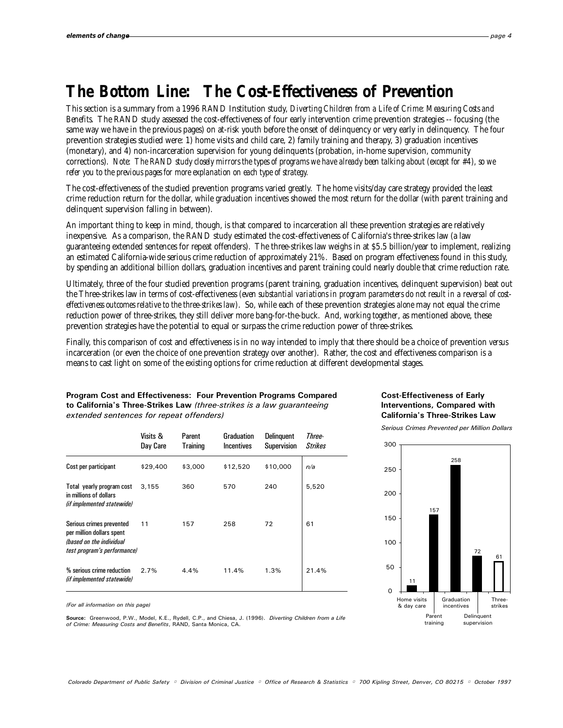# The Bottom Line: The Cost-Effectiveness of Prevention

This section is a summary from a 1996 RAND Institution study, *Diverting Children from a Life of Crime: Measuring Costs and Benefits*. The RAND study assessed the cost-effectiveness of four early intervention crime prevention strategies -- focusing (the same way we have in the previous pages) on at-risk youth before the onset of delinquency or very early in delinquency. The four prevention strategies studied were: 1) home visits and child care, 2) family training and therapy, 3) graduation incentives (monetary), and 4) non-incarceration supervision for young delinquents (probation, in-home supervision, community corrections). *Note: The RAND study closely mirrors the types of programs we have already been talking about (except for #4), so we refer you to the previous pages for more explanation on each type of strategy.*

The cost-effectiveness of the studied prevention programs varied greatly. The home visits/day care strategy provided the least crime reduction return for the dollar, while graduation incentives showed the most return for the dollar (with parent training and delinquent supervision falling in between).

An important thing to keep in mind, though, is that compared to incarceration all these prevention strategies are relatively inexpensive. As a comparison, the RAND study estimated the cost-effectiveness of California's three-strikes law (a law guaranteeing extended sentences for repeat offenders). The three-strikes law weighs in at $5.5 billion/year to implement, realizing an estimated California-wide serious crime reduction of approximately 21%. Based on program effectiveness found in this study, by spending an additional billion dollars, graduation incentives and parent training could nearly double that crime reduction rate.

Ultimately, three of the four studied prevention programs (parent training, graduation incentives, delinquent supervision) beat out the Three-strikes law in terms of cost-effectiveness *(even substantial variations in program parameters do not result in a reversal of cost-effectiveness outcomes relative to the three-strikes law)*. So, while each of these prevention strategies *alone* may not equal the crime reduction power of three-strikes, they still deliver more bang-for-the-buck. And, *working together*, as mentioned above, these prevention strategies have the potential to equal or surpass the crime reduction power of three-strikes.

Finally, this comparison of cost and effectiveness is in no way intended to imply that there should be a choice of prevention *versus* incarceration (or even the choice of one prevention strategy over another). Rather, the cost and effectiveness comparison is a means to cast light on some of the existing options for crime reduction at different developmental stages.

**Program Cost and Effectiveness: Four Prevention Programs Compared to California's Three-Strikes Law** *(three-strikes is a law guaranteeing extended sentences for repeat offenders)*

| | Visits & Day Care | Parent Training | Graduation Incentives | Delinquent Supervision | *Three-Strikes* |
|---|---|---|---|---|---|
| Cost per participant | $29,400 | $3,000 | $12,520 | $10,000 | *n/a* |
| Total yearly program cost in millions of dollars *(if implemented statewide)* | 3,155 | 360 | 570 | 240 | 5,520 |
| Serious crimes prevented per million dollars spent *(based on the individual test program's performance)* | 11 | 157 | 258 | 72 | 61 |
| % serious crime reduction *(if implemented statewide)* | 2.7% | 4.4% | 11.4% | 1.3% | 21.4% |

*(For all information on this page)*

**Source:** Greenwood, P.W., Model, K.E., Rydell, C.P., and Chiesa, J. (1996). *Diverting Children from a Life of Crime: Measuring Costs and Benefits*, RAND, Santa Monica, CA.

**Cost-Effectiveness of Early Interventions, Compared with California's Three-Strikes Law**

*Serious Crimes Prevented per Million Dollars*

| Home visits & day care | Parent training | Graduation incentives | Delinquent supervision | Three-strikes |
|---|---|---|---|---|
| 11 | 157 | 258 | 72 | 61 |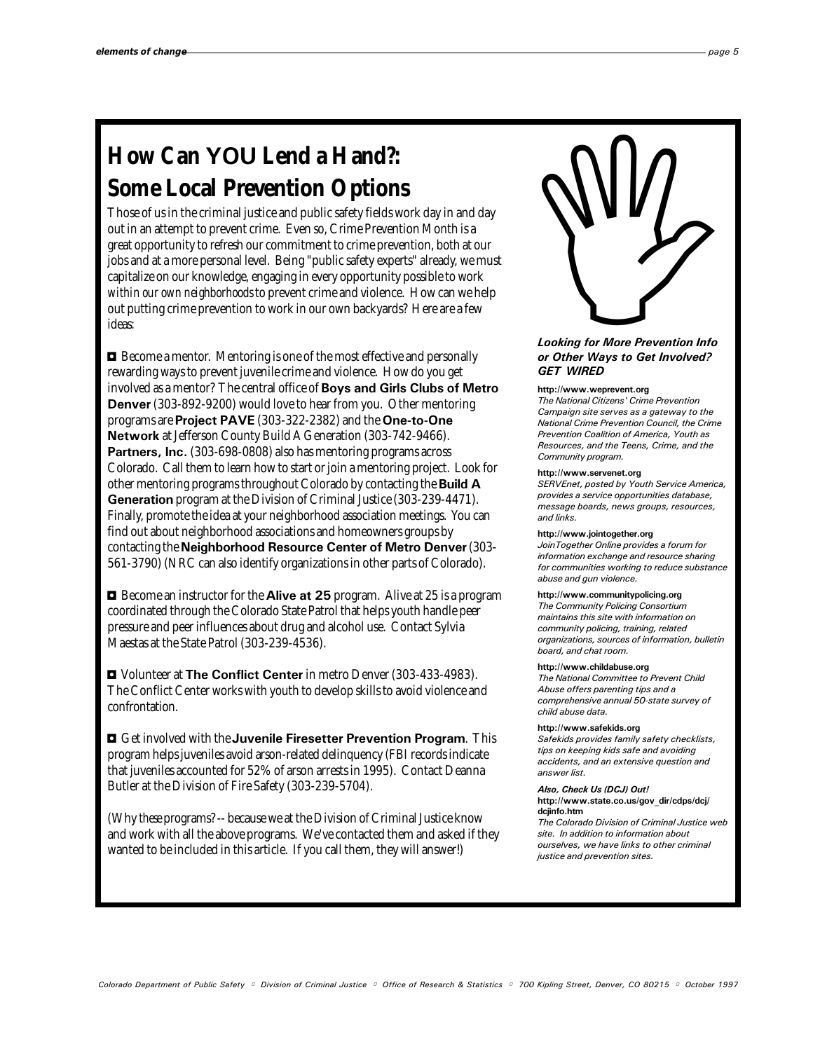# How Can YOU Lend a Hand?: Some Local Prevention Options

Those of us in the criminal justice and public safety fields work day in and day out in an attempt to prevent crime. Even so, Crime Prevention Month is a great opportunity to refresh our commitment to crime prevention, both at our jobs and at a more personal level. Being "public safety experts" already, we must capitalize on our knowledge, engaging in every opportunity possible to work *within our own neighborhoods* to prevent crime and violence. How can we help out putting crime prevention to work in our own backyards? Here are a few ideas:

- Become a mentor. Mentoring is one of the most effective and personally rewarding ways to prevent juvenile crime and violence. How do you get involved as a mentor? The central office of **Boys and Girls Clubs of Metro Denver** (303-892-9200) would love to hear from you. Other mentoring programs are **Project PAVE** (303-322-2382) and the **One-to-One Network** at Jefferson County Build A Generation (303-742-9466). **Partners, Inc.** (303-698-0808) also has mentoring programs across Colorado. Call them to learn how to start or join a mentoring project. Look for other mentoring programs throughout Colorado by contacting the **Build A Generation** program at the Division of Criminal Justice (303-239-4471). Finally, promote the idea at your neighborhood association meetings. You can find out about neighborhood associations and homeowners groups by contacting the **Neighborhood Resource Center of Metro Denver** (303-561-3790) (NRC can also identify organizations in other parts of Colorado).

- Become an instructor for the **Alive at 25** program. Alive at 25 is a program coordinated through the Colorado State Patrol that helps youth handle peer pressure and peer influences about drug and alcohol use. Contact Sylvia Maestas at the State Patrol (303-239-4536).

- Volunteer at **The Conflict Center** in metro Denver (303-433-4983). The Conflict Center works with youth to develop skills to avoid violence and confrontation.

- Get involved with the **Juvenile Firesetter Prevention Program**. This program helps juveniles avoid arson-related delinquency (FBI records indicate that juveniles accounted for 52% of arson arrests in 1995). Contact Deanna Butler at the Division of Fire Safety (303-239-5704).

(*Why these programs?* -- because we at the Division of Criminal Justice know and work with all the above programs. We've contacted them and asked if they wanted to be included in this article. If you call them, they will answer!)

### *Looking for More Prevention Info or Other Ways to Get Involved? GET WIRED*

**http://www.weprevent.org**
*The National Citizens' Crime Prevention Campaign site serves as a gateway to the National Crime Prevention Council, the Crime Prevention Coalition of America, Youth as Resources, and the Teens, Crime, and the Community program.*

**http://www.servenet.org**
*SERVEnet, posted by Youth Service America, provides a service opportunities database, message boards, news groups, resources, and links.*

**http://www.jointogether.org**
*JoinTogether Online provides a forum for information exchange and resource sharing for communities working to reduce substance abuse and gun violence.*

**http://www.communitypolicing.org**
*The Community Policing Consortium maintains this site with information on community policing, training, related organizations, sources of information, bulletin board, and chat room.*

**http://www.childabuse.org**
*The National Committee to Prevent Child Abuse offers parenting tips and a comprehensive annual 50-state survey of child abuse data.*

**http://www.safekids.org**
*Safekids provides family safety checklists, tips on keeping kids safe and avoiding accidents, and an extensive question and answer list.*

***Also, Check Us (DCJ) Out!***
**http://www.state.co.us/gov_dir/cdps/dcj/dcjinfo.htm**
*The Colorado Division of Criminal Justice web site. In addition to information about ourselves, we have links to other criminal justice and prevention sites.*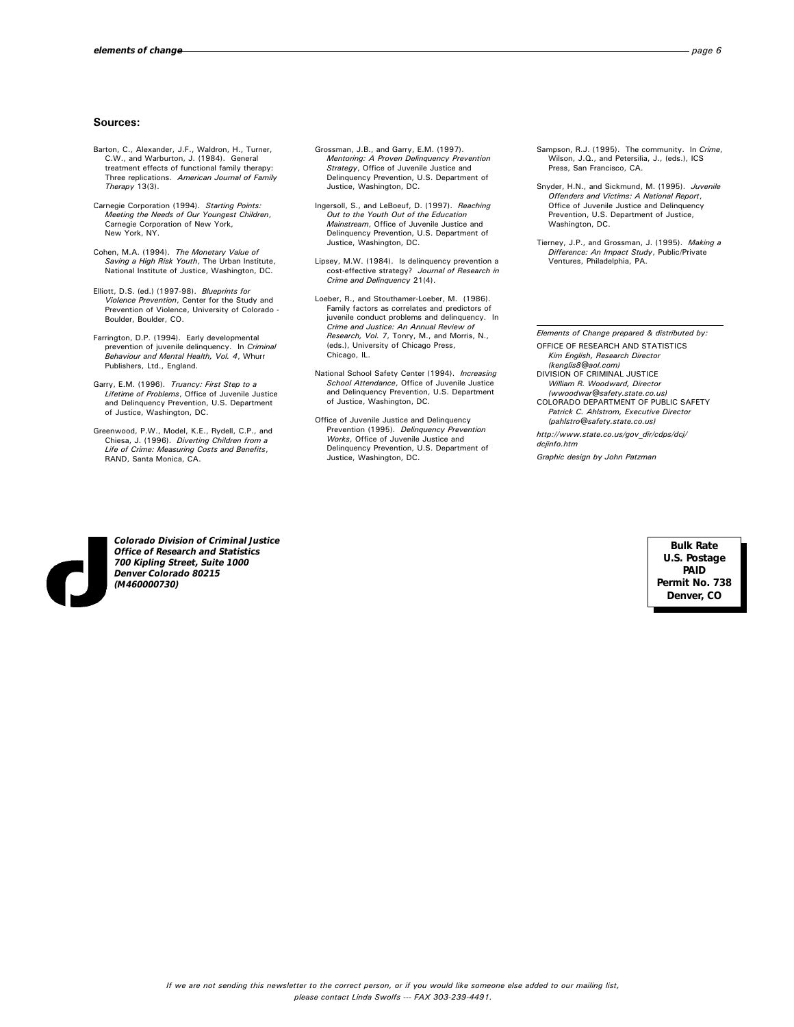## Sources:

Barton, C., Alexander, J.F., Waldron, H., Turner, C.W., and Warburton, J. (1984). General treatment effects of functional family therapy: Three replications. *American Journal of Family Therapy* 13(3).

Carnegie Corporation (1994). *Starting Points: Meeting the Needs of Our Youngest Children*, Carnegie Corporation of New York, New York, NY.

Cohen, M.A. (1994). *The Monetary Value of Saving a High Risk Youth*, The Urban Institute, National Institute of Justice, Washington, DC.

Elliott, D.S. (ed.) (1997-98). *Blueprints for Violence Prevention*, Center for the Study and Prevention of Violence, University of Colorado - Boulder, Boulder, CO.

Farrington, D.P. (1994). Early developmental prevention of juvenile delinquency. In *Criminal Behaviour and Mental Health, Vol. 4*, Whurr Publishers, Ltd., England.

Garry, E.M. (1996). *Truancy: First Step to a Lifetime of Problems*, Office of Juvenile Justice and Delinquency Prevention, U.S. Department of Justice, Washington, DC.

Greenwood, P.W., Model, K.E., Rydell, C.P., and Chiesa, J. (1996). *Diverting Children from a Life of Crime: Measuring Costs and Benefits*, RAND, Santa Monica, CA.

Grossman, J.B., and Garry, E.M. (1997). *Mentoring: A Proven Delinquency Prevention Strategy*, Office of Juvenile Justice and Delinquency Prevention, U.S. Department of Justice, Washington, DC.

Ingersoll, S., and LeBoeuf, D. (1997). *Reaching Out to the Youth Out of the Education Mainstream*, Office of Juvenile Justice and Delinquency Prevention, U.S. Department of Justice, Washington, DC.

Lipsey, M.W. (1984). Is delinquency prevention a cost-effective strategy? *Journal of Research in Crime and Delinquency* 21(4).

Loeber, R., and Stouthamer-Loeber, M. (1986). Family factors as correlates and predictors of juvenile conduct problems and delinquency. In *Crime and Justice: An Annual Review of Research, Vol. 7*, Tonry, M., and Morris, N., (eds.), University of Chicago Press, Chicago, IL.

National School Safety Center (1994). *Increasing School Attendance*, Office of Juvenile Justice and Delinquency Prevention, U.S. Department of Justice, Washington, DC.

Office of Juvenile Justice and Delinquency Prevention (1995). *Delinquency Prevention Works*, Office of Juvenile Justice and Delinquency Prevention, U.S. Department of Justice, Washington, DC.

Sampson, R.J. (1995). The community. In *Crime*, Wilson, J.Q., and Petersilia, J., (eds.), ICS Press, San Francisco, CA.

Snyder, H.N., and Sickmund, M. (1995). *Juvenile Offenders and Victims: A National Report*, Office of Juvenile Justice and Delinquency Prevention, U.S. Department of Justice, Washington, DC.

Tierney, J.P., and Grossman, J. (1995). *Making a Difference: An Impact Study*, Public/Private Ventures, Philadelphia, PA.

---

*Elements of Change prepared & distributed by:*

OFFICE OF RESEARCH AND STATISTICS
*Kim English, Research Director*
*(kenglis8@aol.com)*

DIVISION OF CRIMINAL JUSTICE
*William R. Woodward, Director*
*(wwoodwar@safety.state.co.us)*

COLORADO DEPARTMENT OF PUBLIC SAFETY
*Patrick C. Ahlstrom, Executive Director*
*(pahlstro@safety.state.co.us)*

*http://www.state.co.us/gov_dir/cdps/dcj/dcjinfo.htm*

*Graphic design by John Patzman*

***Colorado Division of Criminal Justice***
***Office of Research and Statistics***
***700 Kipling Street, Suite 1000***
***Denver Colorado 80215***
***(M460000730)***

**Bulk Rate**
**U.S. Postage**
**PAID**
**Permit No. 738**
**Denver, CO**

*If we are not sending this newsletter to the correct person, or if you would like someone else added to our mailing list, please contact Linda Swolfs --- FAX 303-239-4491.*